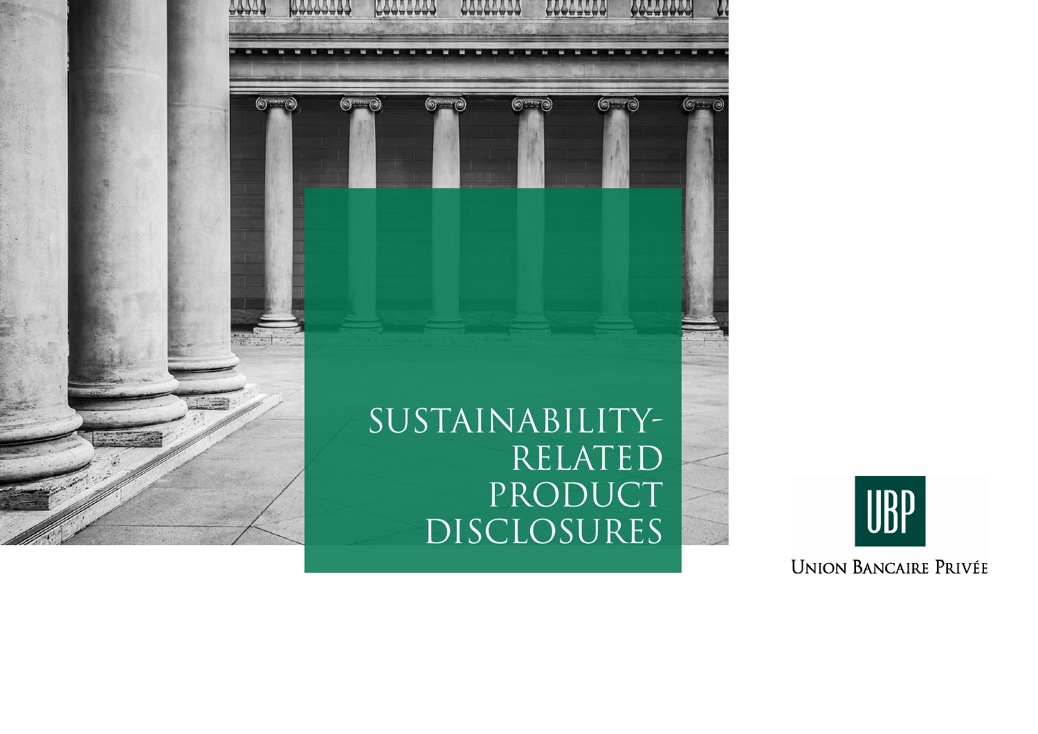# SUSTAINABILITY-RELATED PRODUCT DISCLOSURES

UBP

UNION BANCAIRE PRIVÉE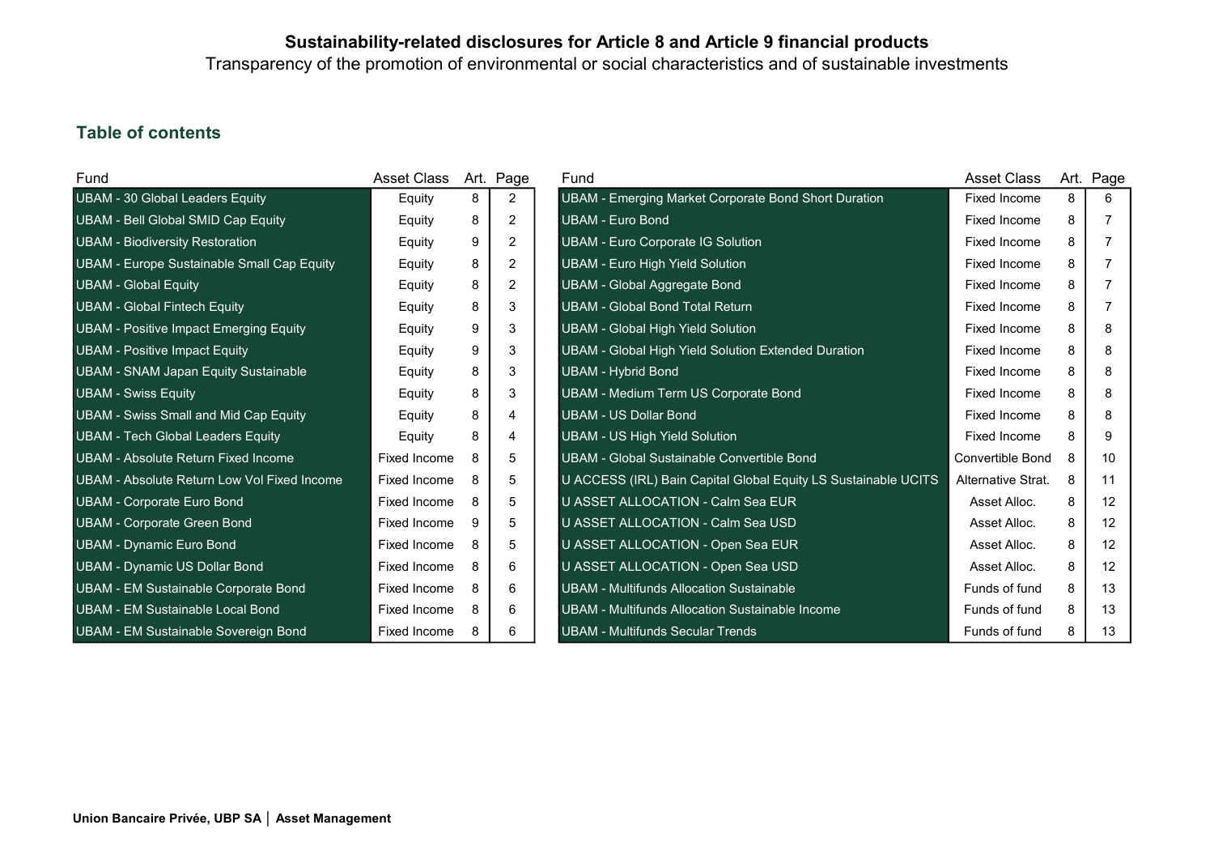**Sustainability-related disclosures for Article 8 and Article 9 financial products**

Transparency of the promotion of environmental or social characteristics and of sustainable investments

## Table of contents

| Fund | Asset Class | Art. | Page |
|---|---|---|---|
| UBAM - 30 Global Leaders Equity | Equity | 8 | 2 |
| UBAM - Bell Global SMID Cap Equity | Equity | 8 | 2 |
| UBAM - Biodiversity Restoration | Equity | 9 | 2 |
| UBAM - Europe Sustainable Small Cap Equity | Equity | 8 | 2 |
| UBAM - Global Equity | Equity | 8 | 2 |
| UBAM - Global Fintech Equity | Equity | 8 | 3 |
| UBAM - Positive Impact Emerging Equity | Equity | 9 | 3 |
| UBAM - Positive Impact Equity | Equity | 9 | 3 |
| UBAM - SNAM Japan Equity Sustainable | Equity | 8 | 3 |
| UBAM - Swiss Equity | Equity | 8 | 3 |
| UBAM - Swiss Small and Mid Cap Equity | Equity | 8 | 4 |
| UBAM - Tech Global Leaders Equity | Equity | 8 | 4 |
| UBAM - Absolute Return Fixed Income | Fixed Income | 8 | 5 |
| UBAM - Absolute Return Low Vol Fixed Income | Fixed Income | 8 | 5 |
| UBAM - Corporate Euro Bond | Fixed Income | 8 | 5 |
| UBAM - Corporate Green Bond | Fixed Income | 9 | 5 |
| UBAM - Dynamic Euro Bond | Fixed Income | 8 | 5 |
| UBAM - Dynamic US Dollar Bond | Fixed Income | 8 | 6 |
| UBAM - EM Sustainable Corporate Bond | Fixed Income | 8 | 6 |
| UBAM - EM Sustainable Local Bond | Fixed Income | 8 | 6 |
| UBAM - EM Sustainable Sovereign Bond | Fixed Income | 8 | 6 |
| UBAM - Emerging Market Corporate Bond Short Duration | Fixed Income | 8 | 6 |
| UBAM - Euro Bond | Fixed Income | 8 | 7 |
| UBAM - Euro Corporate IG Solution | Fixed Income | 8 | 7 |
| UBAM - Euro High Yield Solution | Fixed Income | 8 | 7 |
| UBAM - Global Aggregate Bond | Fixed Income | 8 | 7 |
| UBAM - Global Bond Total Return | Fixed Income | 8 | 7 |
| UBAM - Global High Yield Solution | Fixed Income | 8 | 8 |
| UBAM - Global High Yield Solution Extended Duration | Fixed Income | 8 | 8 |
| UBAM - Hybrid Bond | Fixed Income | 8 | 8 |
| UBAM - Medium Term US Corporate Bond | Fixed Income | 8 | 8 |
| UBAM - US Dollar Bond | Fixed Income | 8 | 8 |
| UBAM - US High Yield Solution | Fixed Income | 8 | 9 |
| UBAM - Global Sustainable Convertible Bond | Convertible Bond | 8 | 10 |
| U ACCESS (IRL) Bain Capital Global Equity LS Sustainable UCITS | Alternative Strat. | 8 | 11 |
| U ASSET ALLOCATION - Calm Sea EUR | Asset Alloc. | 8 | 12 |
| U ASSET ALLOCATION - Calm Sea USD | Asset Alloc. | 8 | 12 |
| U ASSET ALLOCATION - Open Sea EUR | Asset Alloc. | 8 | 12 |
| U ASSET ALLOCATION - Open Sea USD | Asset Alloc. | 8 | 12 |
| UBAM - Multifunds Allocation Sustainable | Funds of fund | 8 | 13 |
| UBAM - Multifunds Allocation Sustainable Income | Funds of fund | 8 | 13 |
| UBAM - Multifunds Secular Trends | Funds of fund | 8 | 13 |

**Union Bancaire Privée, UBP SA │ Asset Management**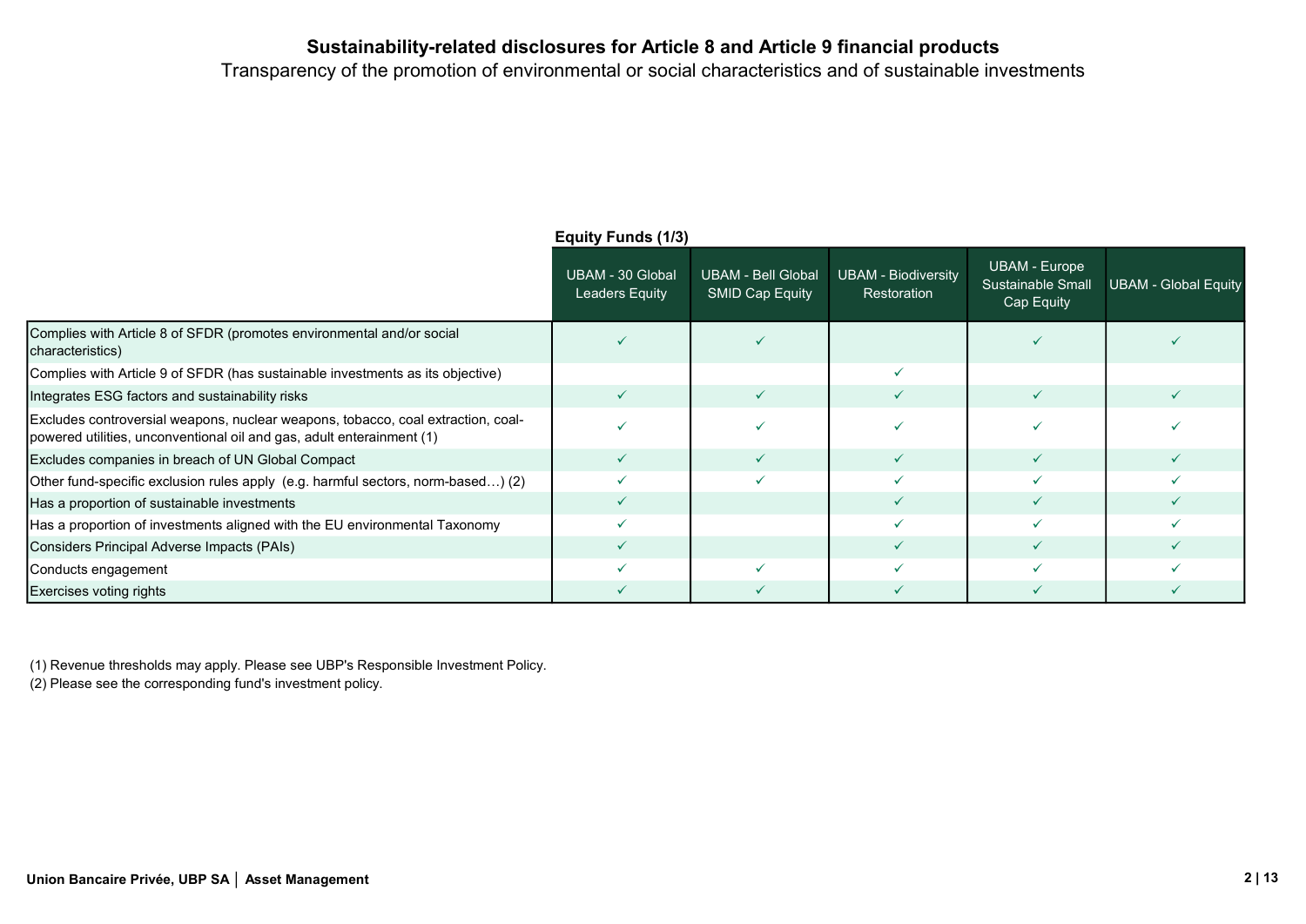# Sustainability-related disclosures for Article 8 and Article 9 financial products

Transparency of the promotion of environmental or social characteristics and of sustainable investments

**Equity Funds (1/3)**

| | UBAM - 30 Global Leaders Equity | UBAM - Bell Global SMID Cap Equity | UBAM - Biodiversity Restoration | UBAM - Europe Sustainable Small Cap Equity | UBAM - Global Equity |
|---|---|---|---|---|---|
| Complies with Article 8 of SFDR (promotes environmental and/or social characteristics) | ✓ | ✓ | | ✓ | ✓ |
| Complies with Article 9 of SFDR (has sustainable investments as its objective) | | | ✓ | | |
| Integrates ESG factors and sustainability risks | ✓ | ✓ | ✓ | ✓ | ✓ |
| Excludes controversial weapons, nuclear weapons, tobacco, coal extraction, coal-powered utilities, unconventional oil and gas, adult enterainment (1) | ✓ | ✓ | ✓ | ✓ | ✓ |
| Excludes companies in breach of UN Global Compact | ✓ | ✓ | ✓ | ✓ | ✓ |
| Other fund-specific exclusion rules apply (e.g. harmful sectors, norm-based…) (2) | ✓ | ✓ | ✓ | ✓ | ✓ |
| Has a proportion of sustainable investments | ✓ | | ✓ | ✓ | ✓ |
| Has a proportion of investments aligned with the EU environmental Taxonomy | ✓ | | ✓ | ✓ | ✓ |
| Considers Principal Adverse Impacts (PAIs) | ✓ | | ✓ | ✓ | ✓ |
| Conducts engagement | ✓ | ✓ | ✓ | ✓ | ✓ |
| Exercises voting rights | ✓ | ✓ | ✓ | ✓ | ✓ |

(1) Revenue thresholds may apply. Please see UBP's Responsible Investment Policy.

(2) Please see the corresponding fund's investment policy.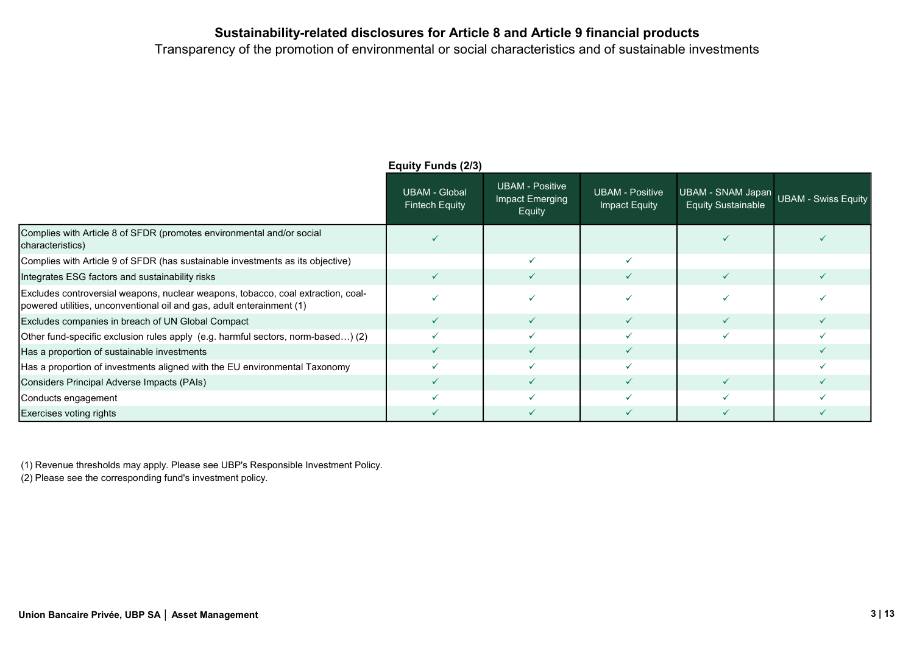# Sustainability-related disclosures for Article 8 and Article 9 financial products

Transparency of the promotion of environmental or social characteristics and of sustainable investments

**Equity Funds (2/3)**

| | UBAM - Global Fintech Equity | UBAM - Positive Impact Emerging Equity | UBAM - Positive Impact Equity | UBAM - SNAM Japan Equity Sustainable | UBAM - Swiss Equity |
|---|---|---|---|---|---|
| Complies with Article 8 of SFDR (promotes environmental and/or social characteristics) | ✓ | | | ✓ | ✓ |
| Complies with Article 9 of SFDR (has sustainable investments as its objective) | | ✓ | ✓ | | |
| Integrates ESG factors and sustainability risks | ✓ | ✓ | ✓ | ✓ | ✓ |
| Excludes controversial weapons, nuclear weapons, tobacco, coal extraction, coal-powered utilities, unconventional oil and gas, adult enterainment (1) | ✓ | ✓ | ✓ | ✓ | ✓ |
| Excludes companies in breach of UN Global Compact | ✓ | ✓ | ✓ | ✓ | ✓ |
| Other fund-specific exclusion rules apply (e.g. harmful sectors, norm-based…) (2) | ✓ | ✓ | ✓ | ✓ | ✓ |
| Has a proportion of sustainable investments | ✓ | ✓ | ✓ | | ✓ |
| Has a proportion of investments aligned with the EU environmental Taxonomy | ✓ | ✓ | ✓ | | ✓ |
| Considers Principal Adverse Impacts (PAIs) | ✓ | ✓ | ✓ | ✓ | ✓ |
| Conducts engagement | ✓ | ✓ | ✓ | ✓ | ✓ |
| Exercises voting rights | ✓ | ✓ | ✓ | ✓ | ✓ |

(1) Revenue thresholds may apply. Please see UBP's Responsible Investment Policy.

(2) Please see the corresponding fund's investment policy.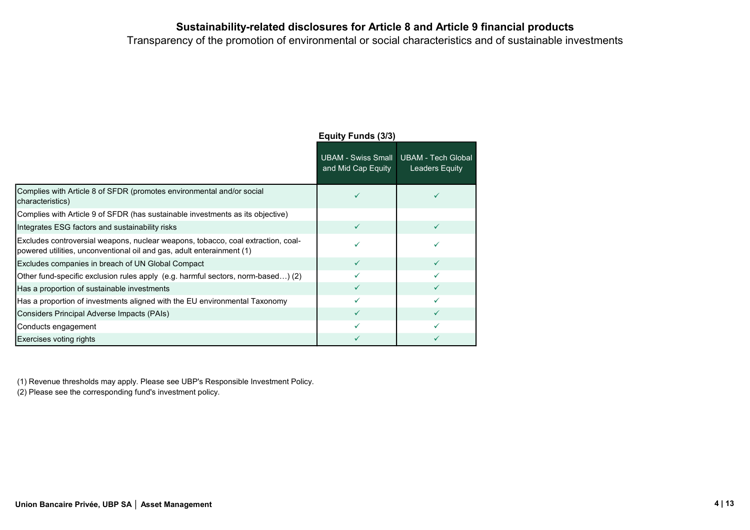# Sustainability-related disclosures for Article 8 and Article 9 financial products

Transparency of the promotion of environmental or social characteristics and of sustainable investments

**Equity Funds (3/3)**

| | UBAM - Swiss Small and Mid Cap Equity | UBAM - Tech Global Leaders Equity |
|---|---|---|
| Complies with Article 8 of SFDR (promotes environmental and/or social characteristics) | ✓ | ✓ |
| Complies with Article 9 of SFDR (has sustainable investments as its objective) | | |
| Integrates ESG factors and sustainability risks | ✓ | ✓ |
| Excludes controversial weapons, nuclear weapons, tobacco, coal extraction, coal-powered utilities, unconventional oil and gas, adult enterainment (1) | ✓ | ✓ |
| Excludes companies in breach of UN Global Compact | ✓ | ✓ |
| Other fund-specific exclusion rules apply (e.g. harmful sectors, norm-based…) (2) | ✓ | ✓ |
| Has a proportion of sustainable investments | ✓ | ✓ |
| Has a proportion of investments aligned with the EU environmental Taxonomy | ✓ | ✓ |
| Considers Principal Adverse Impacts (PAIs) | ✓ | ✓ |
| Conducts engagement | ✓ | ✓ |
| Exercises voting rights | ✓ | ✓ |

(1) Revenue thresholds may apply. Please see UBP's Responsible Investment Policy.

(2) Please see the corresponding fund's investment policy.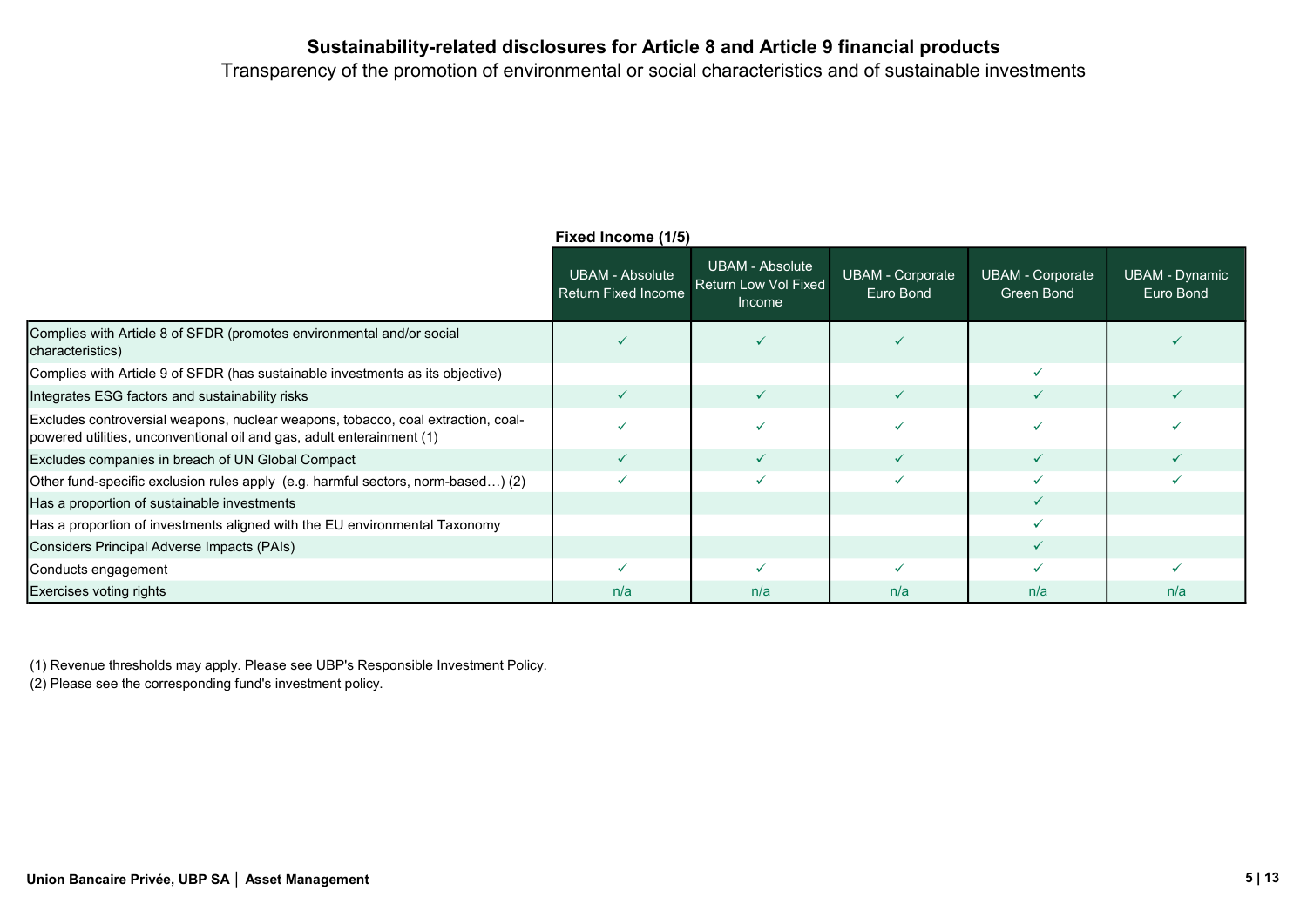# Sustainability-related disclosures for Article 8 and Article 9 financial products

Transparency of the promotion of environmental or social characteristics and of sustainable investments

**Fixed Income (1/5)**

| | UBAM - Absolute Return Fixed Income | UBAM - Absolute Return Low Vol Fixed Income | UBAM - Corporate Euro Bond | UBAM - Corporate Green Bond | UBAM - Dynamic Euro Bond |
|---|---|---|---|---|---|
| Complies with Article 8 of SFDR (promotes environmental and/or social characteristics) | ✓ | ✓ | ✓ | | ✓ |
| Complies with Article 9 of SFDR (has sustainable investments as its objective) | | | | ✓ | |
| Integrates ESG factors and sustainability risks | ✓ | ✓ | ✓ | ✓ | ✓ |
| Excludes controversial weapons, nuclear weapons, tobacco, coal extraction, coal-powered utilities, unconventional oil and gas, adult enterainment (1) | ✓ | ✓ | ✓ | ✓ | ✓ |
| Excludes companies in breach of UN Global Compact | ✓ | ✓ | ✓ | ✓ | ✓ |
| Other fund-specific exclusion rules apply (e.g. harmful sectors, norm-based…) (2) | ✓ | ✓ | ✓ | ✓ | ✓ |
| Has a proportion of sustainable investments | | | | ✓ | |
| Has a proportion of investments aligned with the EU environmental Taxonomy | | | | ✓ | |
| Considers Principal Adverse Impacts (PAIs) | | | | ✓ | |
| Conducts engagement | ✓ | ✓ | ✓ | ✓ | ✓ |
| Exercises voting rights | n/a | n/a | n/a | n/a | n/a |

(1) Revenue thresholds may apply. Please see UBP's Responsible Investment Policy.
(2) Please see the corresponding fund's investment policy.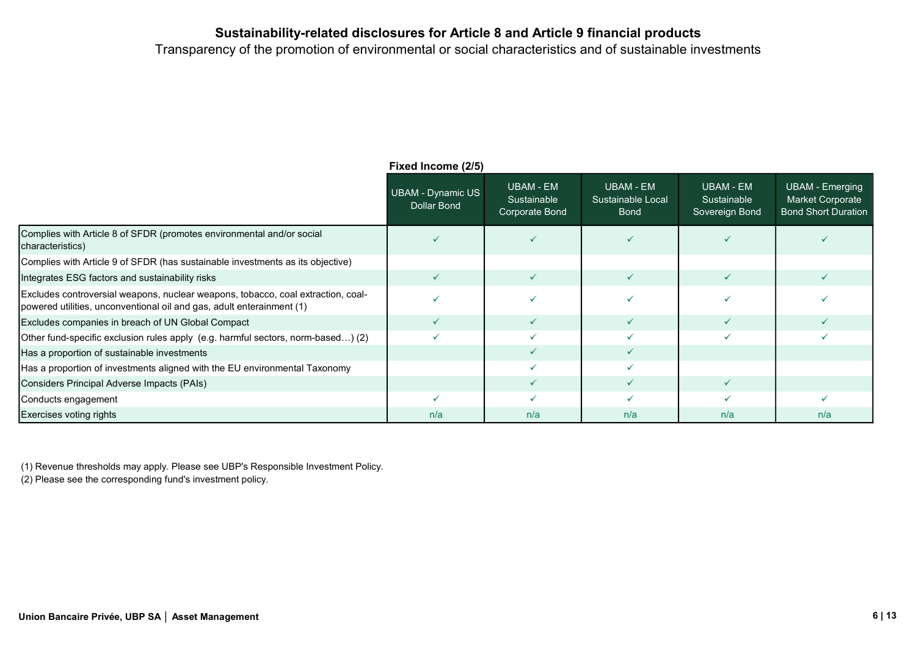# Sustainability-related disclosures for Article 8 and Article 9 financial products

Transparency of the promotion of environmental or social characteristics and of sustainable investments

**Fixed Income (2/5)**

| | UBAM - Dynamic US Dollar Bond | UBAM - EM Sustainable Corporate Bond | UBAM - EM Sustainable Local Bond | UBAM - EM Sustainable Sovereign Bond | UBAM - Emerging Market Corporate Bond Short Duration |
|---|---|---|---|---|---|
| Complies with Article 8 of SFDR (promotes environmental and/or social characteristics) | ✓ | ✓ | ✓ | ✓ | ✓ |
| Complies with Article 9 of SFDR (has sustainable investments as its objective) | | | | | |
| Integrates ESG factors and sustainability risks | ✓ | ✓ | ✓ | ✓ | ✓ |
| Excludes controversial weapons, nuclear weapons, tobacco, coal extraction, coal-powered utilities, unconventional oil and gas, adult enterainment (1) | ✓ | ✓ | ✓ | ✓ | ✓ |
| Excludes companies in breach of UN Global Compact | ✓ | ✓ | ✓ | ✓ | ✓ |
| Other fund-specific exclusion rules apply (e.g. harmful sectors, norm-based…) (2) | ✓ | ✓ | ✓ | ✓ | ✓ |
| Has a proportion of sustainable investments | | ✓ | ✓ | | |
| Has a proportion of investments aligned with the EU environmental Taxonomy | | ✓ | ✓ | | |
| Considers Principal Adverse Impacts (PAIs) | | ✓ | ✓ | ✓ | |
| Conducts engagement | ✓ | ✓ | ✓ | ✓ | ✓ |
| Exercises voting rights | n/a | n/a | n/a | n/a | n/a |

(1) Revenue thresholds may apply. Please see UBP's Responsible Investment Policy.

(2) Please see the corresponding fund's investment policy.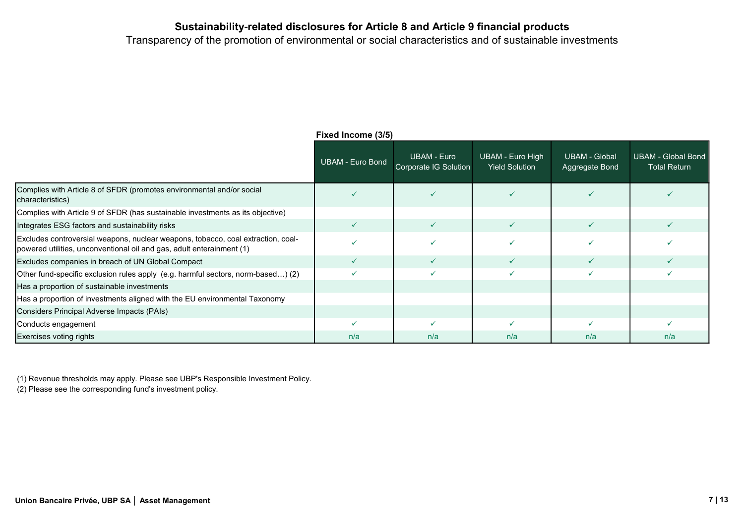## Sustainability-related disclosures for Article 8 and Article 9 financial products

Transparency of the promotion of environmental or social characteristics and of sustainable investments

**Fixed Income (3/5)**

| | UBAM - Euro Bond | UBAM - Euro Corporate IG Solution | UBAM - Euro High Yield Solution | UBAM - Global Aggregate Bond | UBAM - Global Bond Total Return |
|---|---|---|---|---|---|
| Complies with Article 8 of SFDR (promotes environmental and/or social characteristics) | ✓ | ✓ | ✓ | ✓ | ✓ |
| Complies with Article 9 of SFDR (has sustainable investments as its objective) | | | | | |
| Integrates ESG factors and sustainability risks | ✓ | ✓ | ✓ | ✓ | ✓ |
| Excludes controversial weapons, nuclear weapons, tobacco, coal extraction, coal-powered utilities, unconventional oil and gas, adult enterainment (1) | ✓ | ✓ | ✓ | ✓ | ✓ |
| Excludes companies in breach of UN Global Compact | ✓ | ✓ | ✓ | ✓ | ✓ |
| Other fund-specific exclusion rules apply (e.g. harmful sectors, norm-based…) (2) | ✓ | ✓ | ✓ | ✓ | ✓ |
| Has a proportion of sustainable investments | | | | | |
| Has a proportion of investments aligned with the EU environmental Taxonomy | | | | | |
| Considers Principal Adverse Impacts (PAIs) | | | | | |
| Conducts engagement | ✓ | ✓ | ✓ | ✓ | ✓ |
| Exercises voting rights | n/a | n/a | n/a | n/a | n/a |

(1) Revenue thresholds may apply. Please see UBP's Responsible Investment Policy.
(2) Please see the corresponding fund's investment policy.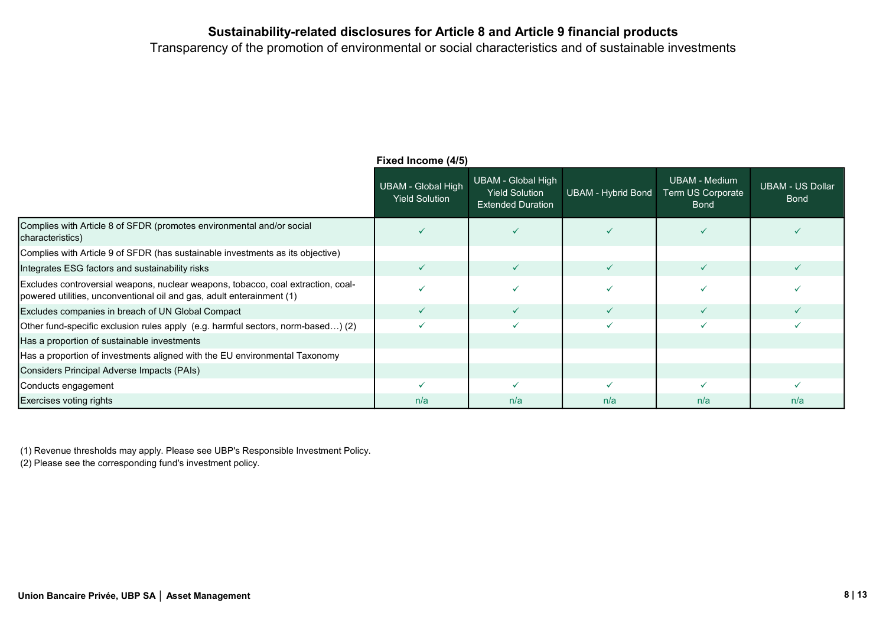**Sustainability-related disclosures for Article 8 and Article 9 financial products**

Transparency of the promotion of environmental or social characteristics and of sustainable investments

**Fixed Income (4/5)**

| | UBAM - Global High Yield Solution | UBAM - Global High Yield Solution Extended Duration | UBAM - Hybrid Bond | UBAM - Medium Term US Corporate Bond | UBAM - US Dollar Bond |
|---|---|---|---|---|---|
| Complies with Article 8 of SFDR (promotes environmental and/or social characteristics) | ✓ | ✓ | ✓ | ✓ | ✓ |
| Complies with Article 9 of SFDR (has sustainable investments as its objective) | | | | | |
| Integrates ESG factors and sustainability risks | ✓ | ✓ | ✓ | ✓ | ✓ |
| Excludes controversial weapons, nuclear weapons, tobacco, coal extraction, coal-powered utilities, unconventional oil and gas, adult enterainment (1) | ✓ | ✓ | ✓ | ✓ | ✓ |
| Excludes companies in breach of UN Global Compact | ✓ | ✓ | ✓ | ✓ | ✓ |
| Other fund-specific exclusion rules apply (e.g. harmful sectors, norm-based…) (2) | ✓ | ✓ | ✓ | ✓ | ✓ |
| Has a proportion of sustainable investments | | | | | |
| Has a proportion of investments aligned with the EU environmental Taxonomy | | | | | |
| Considers Principal Adverse Impacts (PAIs) | | | | | |
| Conducts engagement | ✓ | ✓ | ✓ | ✓ | ✓ |
| Exercises voting rights | n/a | n/a | n/a | n/a | n/a |

(1) Revenue thresholds may apply. Please see UBP's Responsible Investment Policy.

(2) Please see the corresponding fund's investment policy.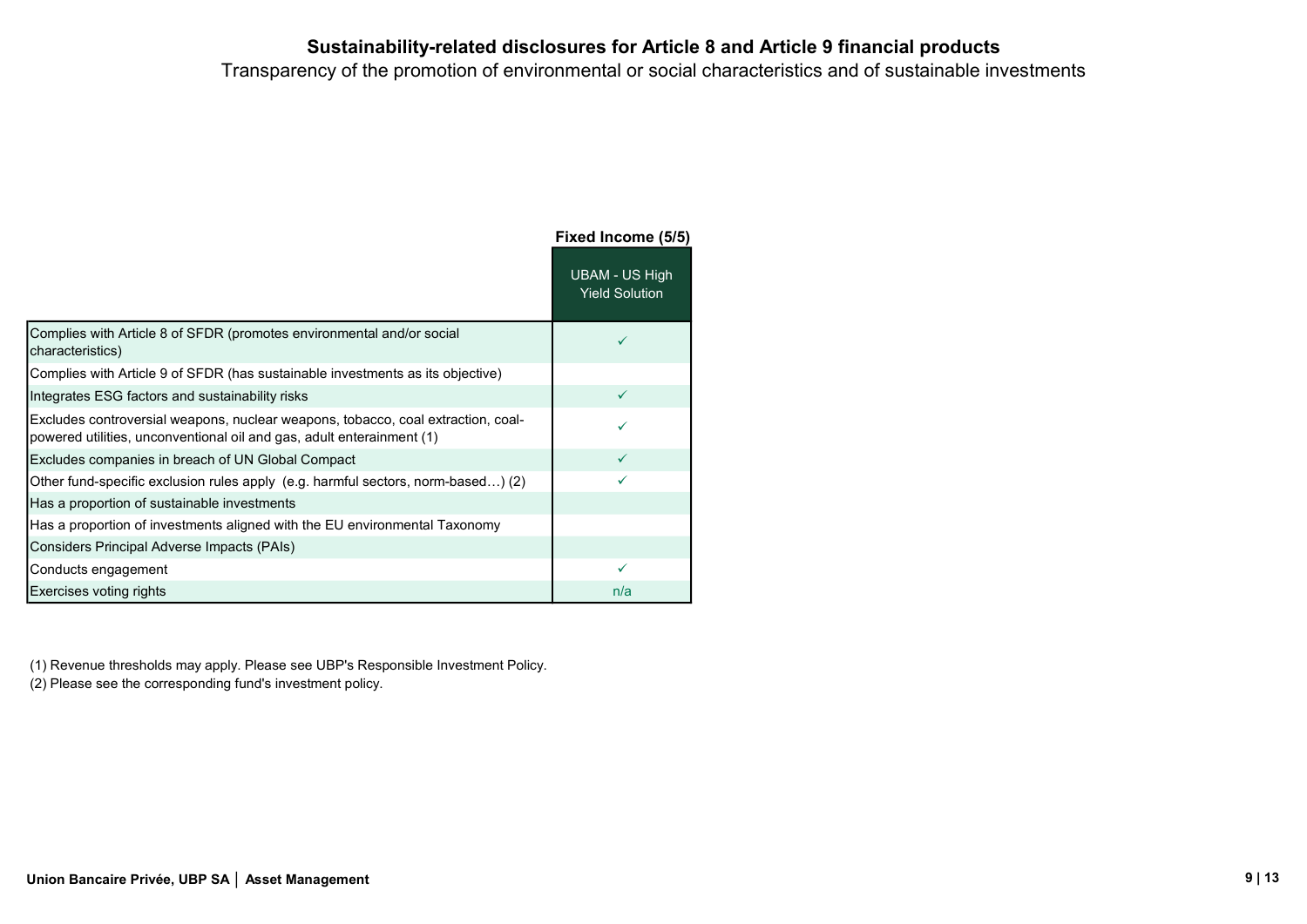# Sustainability-related disclosures for Article 8 and Article 9 financial products

Transparency of the promotion of environmental or social characteristics and of sustainable investments

**Fixed Income (5/5)**

| | UBAM - US High Yield Solution |
|---|---|
| Complies with Article 8 of SFDR (promotes environmental and/or social characteristics) | ✓ |
| Complies with Article 9 of SFDR (has sustainable investments as its objective) | |
| Integrates ESG factors and sustainability risks | ✓ |
| Excludes controversial weapons, nuclear weapons, tobacco, coal extraction, coal-powered utilities, unconventional oil and gas, adult enterainment (1) | ✓ |
| Excludes companies in breach of UN Global Compact | ✓ |
| Other fund-specific exclusion rules apply (e.g. harmful sectors, norm-based…) (2) | ✓ |
| Has a proportion of sustainable investments | |
| Has a proportion of investments aligned with the EU environmental Taxonomy | |
| Considers Principal Adverse Impacts (PAIs) | |
| Conducts engagement | ✓ |
| Exercises voting rights | n/a |

(1) Revenue thresholds may apply. Please see UBP's Responsible Investment Policy.
(2) Please see the corresponding fund's investment policy.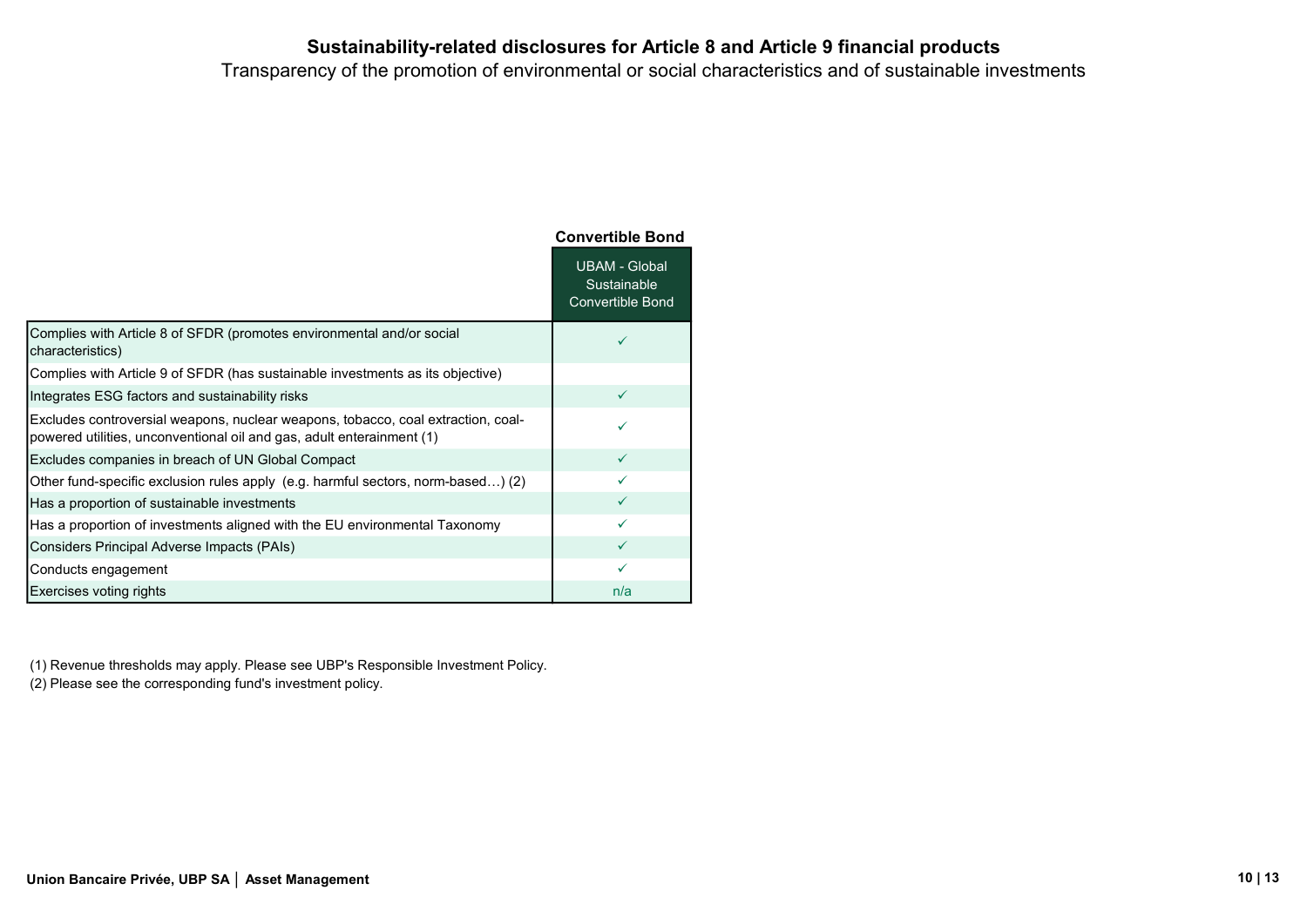# Sustainability-related disclosures for Article 8 and Article 9 financial products

Transparency of the promotion of environmental or social characteristics and of sustainable investments

| | Convertible Bond |
|---|---|
| | UBAM - Global Sustainable Convertible Bond |
| Complies with Article 8 of SFDR (promotes environmental and/or social characteristics) | ✓ |
| Complies with Article 9 of SFDR (has sustainable investments as its objective) | |
| Integrates ESG factors and sustainability risks | ✓ |
| Excludes controversial weapons, nuclear weapons, tobacco, coal extraction, coal-powered utilities, unconventional oil and gas, adult enterainment (1) | ✓ |
| Excludes companies in breach of UN Global Compact | ✓ |
| Other fund-specific exclusion rules apply (e.g. harmful sectors, norm-based…) (2) | ✓ |
| Has a proportion of sustainable investments | ✓ |
| Has a proportion of investments aligned with the EU environmental Taxonomy | ✓ |
| Considers Principal Adverse Impacts (PAIs) | ✓ |
| Conducts engagement | ✓ |
| Exercises voting rights | n/a |

(1) Revenue thresholds may apply. Please see UBP's Responsible Investment Policy.

(2) Please see the corresponding fund's investment policy.

Union Bancaire Privée, UBP SA │ Asset Management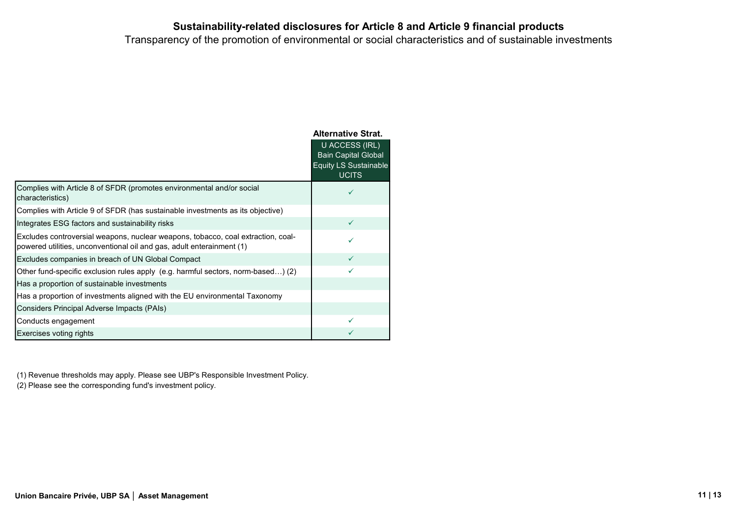**Sustainability-related disclosures for Article 8 and Article 9 financial products**

Transparency of the promotion of environmental or social characteristics and of sustainable investments

| | Alternative Strat. |
|---|---|
| | U ACCESS (IRL) Bain Capital Global Equity LS Sustainable UCITS |
| Complies with Article 8 of SFDR (promotes environmental and/or social characteristics) | ✓ |
| Complies with Article 9 of SFDR (has sustainable investments as its objective) | |
| Integrates ESG factors and sustainability risks | ✓ |
| Excludes controversial weapons, nuclear weapons, tobacco, coal extraction, coal-powered utilities, unconventional oil and gas, adult enterainment (1) | ✓ |
| Excludes companies in breach of UN Global Compact | ✓ |
| Other fund-specific exclusion rules apply (e.g. harmful sectors, norm-based…) (2) | ✓ |
| Has a proportion of sustainable investments | |
| Has a proportion of investments aligned with the EU environmental Taxonomy | |
| Considers Principal Adverse Impacts (PAIs) | |
| Conducts engagement | ✓ |
| Exercises voting rights | ✓ |

(1) Revenue thresholds may apply. Please see UBP's Responsible Investment Policy.

(2) Please see the corresponding fund's investment policy.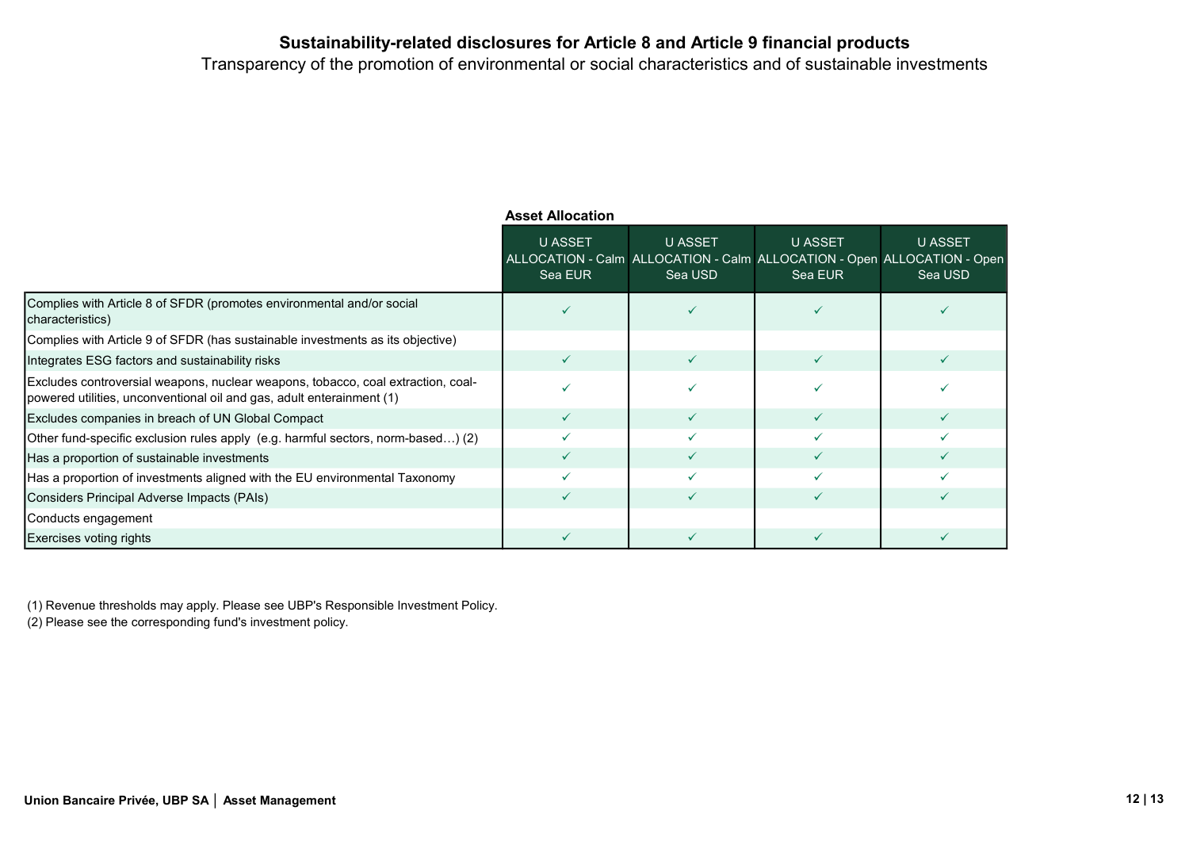# Sustainability-related disclosures for Article 8 and Article 9 financial products

Transparency of the promotion of environmental or social characteristics and of sustainable investments

**Asset Allocation**

| | U ASSET ALLOCATION - Calm Sea EUR | U ASSET ALLOCATION - Calm Sea USD | U ASSET ALLOCATION - Open Sea EUR | U ASSET ALLOCATION - Open Sea USD |
|---|---|---|---|---|
| Complies with Article 8 of SFDR (promotes environmental and/or social characteristics) | ✓ | ✓ | ✓ | ✓ |
| Complies with Article 9 of SFDR (has sustainable investments as its objective) | | | | |
| Integrates ESG factors and sustainability risks | ✓ | ✓ | ✓ | ✓ |
| Excludes controversial weapons, nuclear weapons, tobacco, coal extraction, coal-powered utilities, unconventional oil and gas, adult enterainment (1) | ✓ | ✓ | ✓ | ✓ |
| Excludes companies in breach of UN Global Compact | ✓ | ✓ | ✓ | ✓ |
| Other fund-specific exclusion rules apply (e.g. harmful sectors, norm-based…) (2) | ✓ | ✓ | ✓ | ✓ |
| Has a proportion of sustainable investments | ✓ | ✓ | ✓ | ✓ |
| Has a proportion of investments aligned with the EU environmental Taxonomy | ✓ | ✓ | ✓ | ✓ |
| Considers Principal Adverse Impacts (PAIs) | ✓ | ✓ | ✓ | ✓ |
| Conducts engagement | | | | |
| Exercises voting rights | ✓ | ✓ | ✓ | ✓ |

(1) Revenue thresholds may apply. Please see UBP's Responsible Investment Policy.

(2) Please see the corresponding fund's investment policy.

**Union Bancaire Privée, UBP SA │ Asset Management**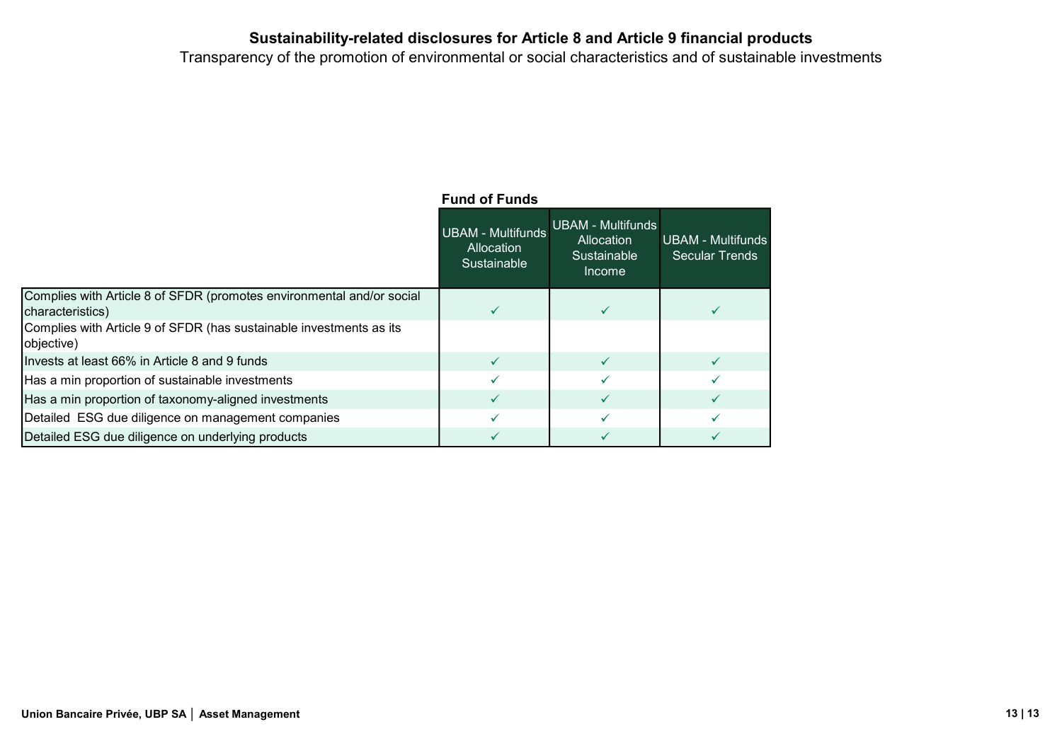**Sustainability-related disclosures for Article 8 and Article 9 financial products**

Transparency of the promotion of environmental or social characteristics and of sustainable investments

**Fund of Funds**

| | UBAM - Multifunds Allocation Sustainable | UBAM - Multifunds Allocation Sustainable Income | UBAM - Multifunds Secular Trends |
|---|---|---|---|
| Complies with Article 8 of SFDR (promotes environmental and/or social characteristics) | ✓ | ✓ | ✓ |
| Complies with Article 9 of SFDR (has sustainable investments as its objective) | | | |
| Invests at least 66% in Article 8 and 9 funds | ✓ | ✓ | ✓ |
| Has a min proportion of sustainable investments | ✓ | ✓ | ✓ |
| Has a min proportion of taxonomy-aligned investments | ✓ | ✓ | ✓ |
| Detailed ESG due diligence on management companies | ✓ | ✓ | ✓ |
| Detailed ESG due diligence on underlying products | ✓ | ✓ | ✓ |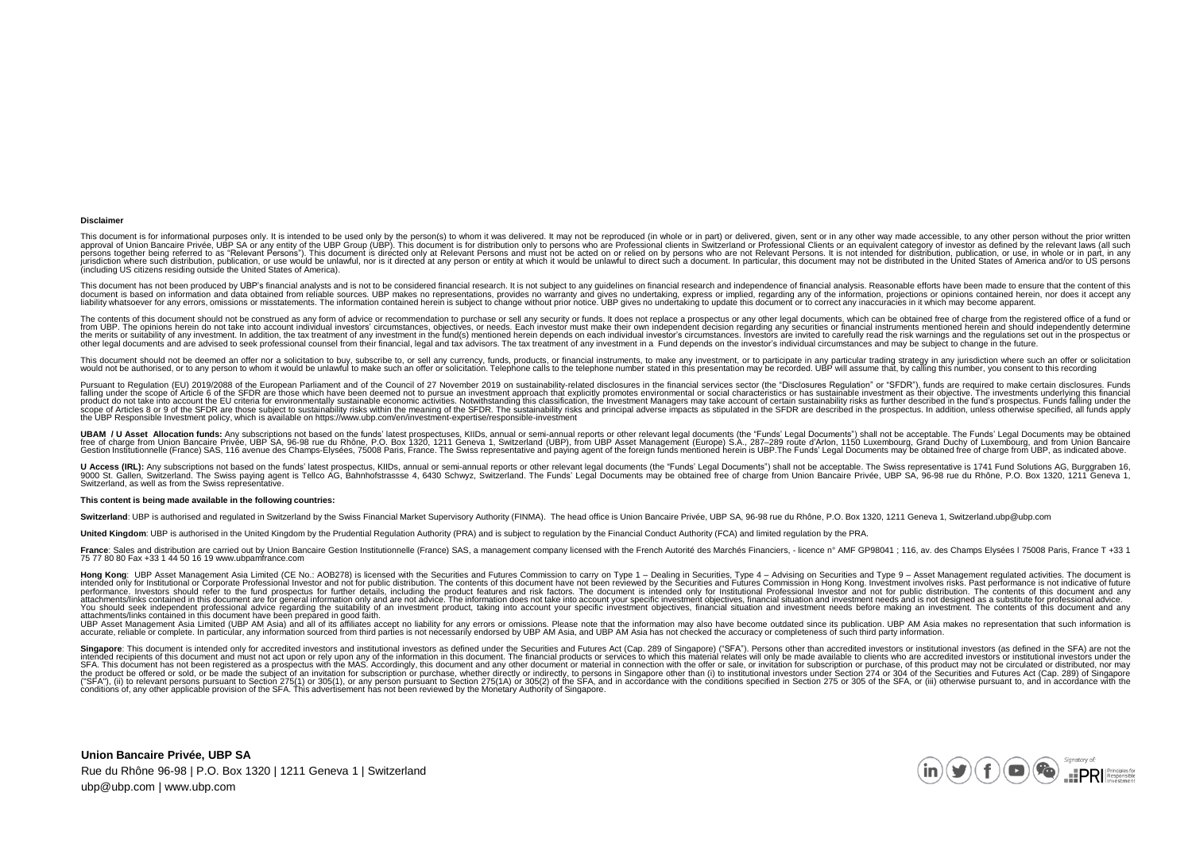**Disclaimer**

This document is for informational purposes only. It is intended to be used only by the person(s) to whom it was delivered. It may not be reproduced (in whole or in part) or delivered, given, sent or in any other way made accessible, to any other person without the prior written approval of Union Bancaire Privée, UBP SA or any entity of the UBP Group (UBP). This document is for distribution only to persons who are Professional clients in Switzerland or Professional Clients or an equivalent category of investor as defined by the relevant laws (all such persons together being referred to as "Relevant Persons"). This document is directed only at Relevant Persons and must not be acted on or relied on by persons who are not Relevant Persons. It is not intended for distribution, publication, or use, in whole or in part, in any jurisdiction where such distribution, publication, or use would be unlawful, nor is it directed at any person or entity at which it would be unlawful to direct such a document. In particular, this document may not be distributed in the United States of America and/or to US persons (including US citizens residing outside the United States of America).

This document has not been produced by UBP's financial analysts and is not to be considered financial research. It is not subject to any guidelines on financial research and independence of financial analysis. Reasonable efforts have been made to ensure that the content of this document is based on information and data obtained from reliable sources. UBP makes no representations, provides no warranty and gives no undertaking, express or implied, regarding any of the information, projections or opinions contained herein, nor does it accept any liability whatsoever for any errors, omissions or misstatements. The information contained herein is subject to change without prior notice. UBP gives no undertaking to update this document or to correct any inaccuracies in it which may become apparent.

The contents of this document should not be construed as any form of advice or recommendation to purchase or sell any security or funds. It does not replace a prospectus or any other legal documents, which can be obtained free of charge from the registered office of a fund or from UBP. The opinions herein do not take into account individual investors' circumstances, objectives, or needs. Each investor must make their own independent decision regarding any securities or financial instruments mentioned herein and should independently determine the merits or suitability of any investment. In addition, the tax treatment of any investment in the fund(s) mentioned herein depends on each individual investor's circumstances. Investors are invited to carefully read the risk warnings and the regulations set out in the prospectus or other legal documents and are advised to seek professional counsel from their financial, legal and tax advisors. The tax treatment of any investment in a Fund depends on the investor's individual circumstances and may be subject to change in the future.

This document should not be deemed an offer nor a solicitation to buy, subscribe to, or sell any currency, funds, products, or financial instruments, to make any investment, or to participate in any particular trading strategy in any jurisdiction where such an offer or solicitation would not be authorised, or to any person to whom it would be unlawful to make such an offer or solicitation. Telephone calls to the telephone number stated in this presentation may be recorded. UBP will assume that, by calling this number, you consent to this recording

Pursuant to Regulation (EU) 2019/2088 of the European Parliament and of the Council of 27 November 2019 on sustainability-related disclosures in the financial services sector (the "Disclosures Regulation" or "SFDR"), funds are required to make certain disclosures. Funds falling under the scope of Article 6 of the SFDR are those which have been deemed not to pursue an investment approach that explicitly promotes environmental or social characteristics or has sustainable investment as their objective. The investments underlying this financial product do not take into account the EU criteria for environmentally sustainable economic activities. Notwithstanding this classification, the Investment Managers may take account of certain sustainability risks as further described in the fund's prospectus. Funds falling under the scope of Articles 8 or 9 of the SFDR are those subject to sustainability risks within the meaning of the SFDR. The sustainability risks and principal adverse impacts as stipulated in the SFDR are described in the prospectus. In addition, unless otherwise specified, all funds apply the UBP Responsible Investment policy, which is available on https://www.ubp.com/en/investment-expertise/responsible-investment

**UBAM / U Asset Allocation funds:** Any subscriptions not based on the funds' latest prospectuses, KIIDs, annual or semi-annual reports or other relevant legal documents (the "Funds' Legal Documents") shall not be acceptable. The Funds' Legal Documents may be obtained free of charge from Union Bancaire Privée, UBP SA, 96-98 rue du Rhône, P.O. Box 1320, 1211 Geneva 1, Switzerland (UBP), from UBP Asset Management (Europe) S.A., 287–289 route d'Arlon, 1150 Luxembourg, Grand Duchy of Luxembourg, and from Union Bancaire Gestion Institutionnelle (France) SAS, 116 avenue des Champs-Elysées, 75008 Paris, France. The Swiss representative and paying agent of the foreign funds mentioned herein is UBP.The Funds' Legal Documents may be obtained free of charge from UBP, as indicated above.

**U Access (IRL):** Any subscriptions not based on the funds' latest prospectus, KIIDs, annual or semi-annual reports or other relevant legal documents (the "Funds' Legal Documents") shall not be acceptable. The Swiss representative is 1741 Fund Solutions AG, Burggraben 16, 9000 St. Gallen, Switzerland. The Swiss paying agent is Tellco AG, Bahnhofstrasse 4, 6430 Schwyz, Switzerland. The Funds' Legal Documents may be obtained free of charge from Union Bancaire Privée, UBP SA, 96-98 rue du Rhône, P.O. Box 1320, 1211 Geneva 1, Switzerland, as well as from the Swiss representative.

**This content is being made available in the following countries:**

**Switzerland**: UBP is authorised and regulated in Switzerland by the Swiss Financial Market Supervisory Authority (FINMA). The head office is Union Bancaire Privée, UBP SA, 96-98 rue du Rhône, P.O. Box 1320, 1211 Geneva 1, Switzerland.ubp@ubp.com

**United Kingdom**: UBP is authorised in the United Kingdom by the Prudential Regulation Authority (PRA) and is subject to regulation by the Financial Conduct Authority (FCA) and limited regulation by the PRA.

**France**: Sales and distribution are carried out by Union Bancaire Gestion Institutionnelle (France) SAS, a management company licensed with the French Autorité des Marchés Financiers, - licence n° AMF GP98041 ; 116, av. des Champs Elysées l 75008 Paris, France T +33 1 75 77 80 80 Fax +33 1 44 50 16 19 www.ubpamfrance.com

**Hong Kong**: UBP Asset Management Asia Limited (CE No.: AOB278) is licensed with the Securities and Futures Commission to carry on Type 1 – Dealing in Securities, Type 4 – Advising on Securities and Type 9 – Asset Management regulated activities. The document is intended only for Institutional or Corporate Professional Investor and not for public distribution. The contents of this document have not been reviewed by the Securities and Futures Commission in Hong Kong. Investment involves risks. Past performance is not indicative of future performance. Investors should refer to the fund prospectus for further details, including the product features and risk factors. The document is intended only for Institutional Professional Investor and not for public distribution. The contents of this document and any attachments/links contained in this document are for general information only and are not advice. The information does not take into account your specific investment objectives, financial situation and investment needs and is not designed as a substitute for professional advice. You should seek independent professional advice regarding the suitability of an investment product, taking into account your specific investment objectives, financial situation and investment needs before making an investment. The contents of this document and any attachments/links contained in this document have been prepared in good faith.

UBP Asset Management Asia Limited (UBP AM Asia) and all of its affiliates accept no liability for any errors or omissions. Please note that the information may also have become outdated since its publication. UBP AM Asia makes no representation that such information is accurate, reliable or complete. In particular, any information sourced from third parties is not necessarily endorsed by UBP AM Asia, and UBP AM Asia has not checked the accuracy or completeness of such third party information.

**Singapore**: This document is intended only for accredited investors and institutional investors as defined under the Securities and Futures Act (Cap. 289 of Singapore) ("SFA"). Persons other than accredited investors or institutional investors (as defined in the SFA) are not the intended recipients of this document and must not act upon or rely upon any of the information in this document. The financial products or services to which this material relates will only be made available to clients who are accredited investors or institutional investors under the SFA. This document has not been registered as a prospectus with the MAS. Accordingly, this document and any other document or material in connection with the offer or sale, or invitation for subscription or purchase, of this product may not be circulated or distributed, nor may the product be offered or sold, or be made the subject of an invitation for subscription or purchase, whether directly or indirectly, to persons in Singapore other than (i) to institutional investors under Section 274 or 304 of the Securities and Futures Act (Cap. 289) of Singapore ("SFA"), (ii) to relevant persons pursuant to Section 275(1) or 305(1), or any person pursuant to Section 275(1A) or 305(2) of the SFA, and in accordance with the conditions specified in Section 275 or 305 of the SFA, or (iii) otherwise pursuant to, and in accordance with the conditions of, any other applicable provision of the SFA. This advertisement has not been reviewed by the Monetary Authority of Singapore.

**Union Bancaire Privée, UBP SA**

Rue du Rhône 96-98 | P.O. Box 1320 | 1211 Geneva 1 | Switzerland

ubp@ubp.com | www.ubp.com

Signatory of: PRI Principles for Responsible Investment